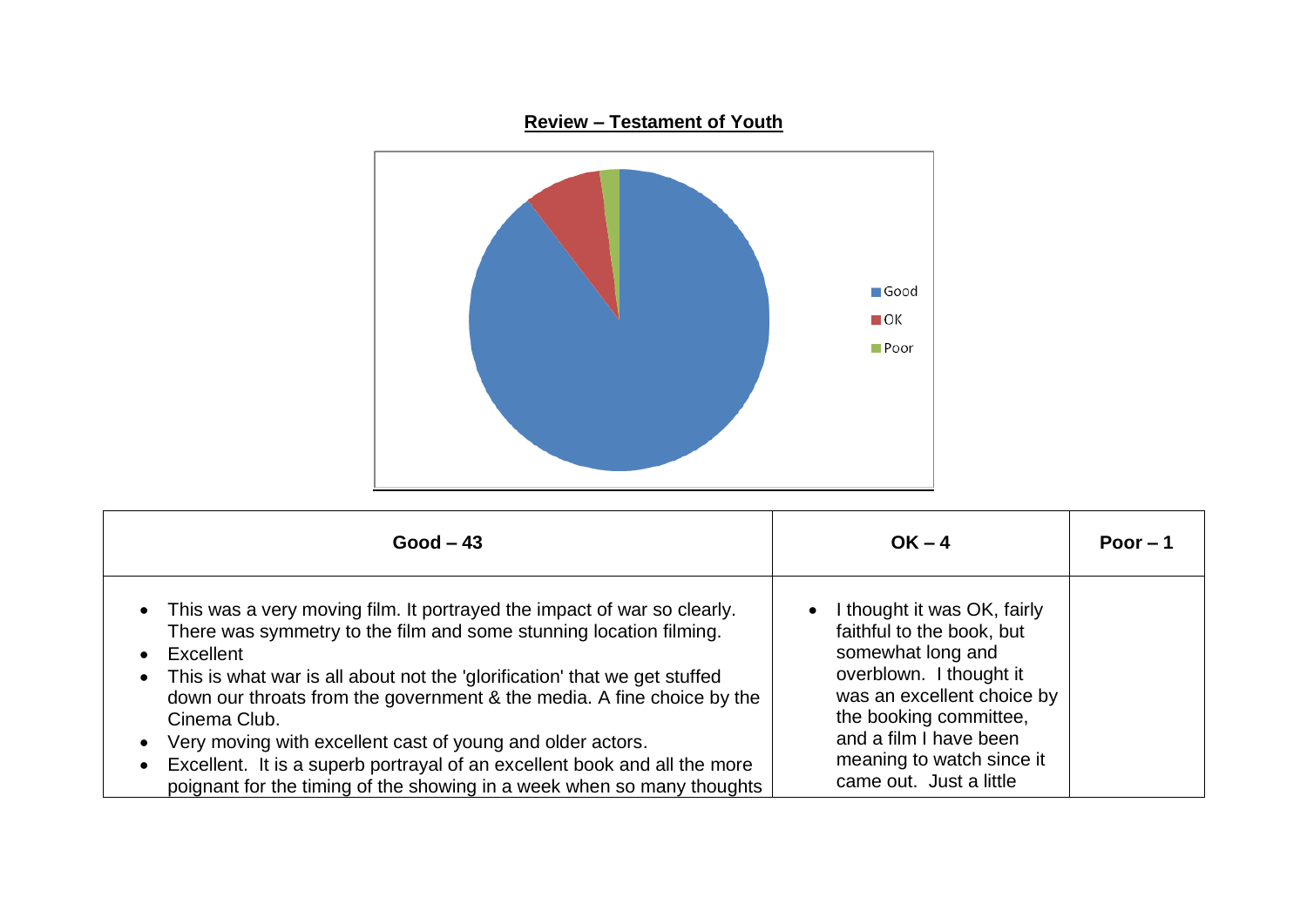**Review – Testament of Youth**

Good

OK

Poor

| Good – 43 | OK – 4 | Poor – 1 |
|---|---|---|
| • This was a very moving film. It portrayed the impact of war so clearly. There was symmetry to the film and some stunning location filming.<br>• Excellent<br>• This is what war is all about not the 'glorification' that we get stuffed down our throats from the government & the media. A fine choice by the Cinema Club.<br>• Very moving with excellent cast of young and older actors.<br>• Excellent. It is a superb portrayal of an excellent book and all the more poignant for the timing of the showing in a week when so many thoughts | • I thought it was OK, fairly faithful to the book, but somewhat long and overblown. I thought it was an excellent choice by the booking committee, and a film I have been meaning to watch since it came out. Just a little | |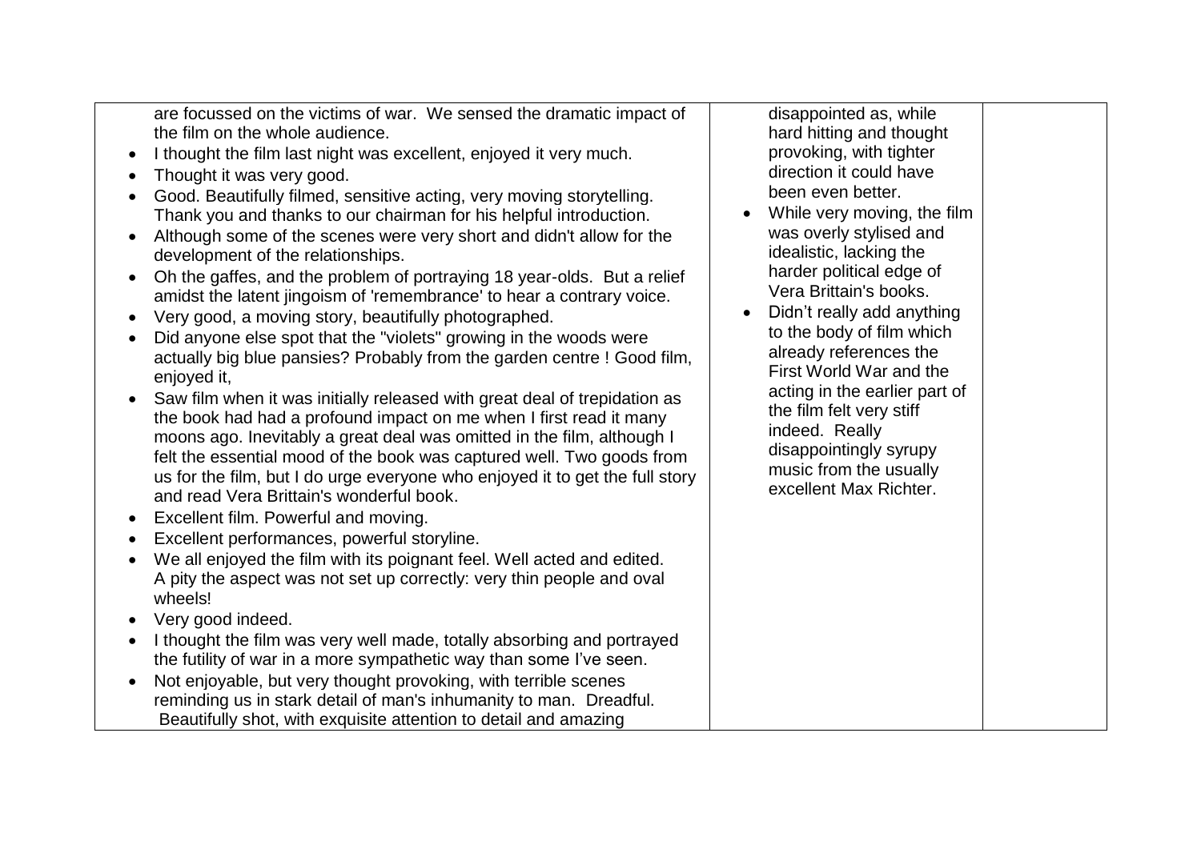| | | |
|---|---|---|
| are focussed on the victims of war. We sensed the dramatic impact of the film on the whole audience.<br>• I thought the film last night was excellent, enjoyed it very much.<br>• Thought it was very good.<br>• Good. Beautifully filmed, sensitive acting, very moving storytelling. Thank you and thanks to our chairman for his helpful introduction.<br>• Although some of the scenes were very short and didn't allow for the development of the relationships.<br>• Oh the gaffes, and the problem of portraying 18 year-olds. But a relief amidst the latent jingoism of 'remembrance' to hear a contrary voice.<br>• Very good, a moving story, beautifully photographed.<br>• Did anyone else spot that the "violets" growing in the woods were actually big blue pansies? Probably from the garden centre ! Good film, enjoyed it,<br>• Saw film when it was initially released with great deal of trepidation as the book had had a profound impact on me when I first read it many moons ago. Inevitably a great deal was omitted in the film, although I felt the essential mood of the book was captured well. Two goods from us for the film, but I do urge everyone who enjoyed it to get the full story and read Vera Brittain's wonderful book.<br>• Excellent film. Powerful and moving.<br>• Excellent performances, powerful storyline.<br>• We all enjoyed the film with its poignant feel. Well acted and edited. A pity the aspect was not set up correctly: very thin people and oval wheels!<br>• Very good indeed.<br>• I thought the film was very well made, totally absorbing and portrayed the futility of war in a more sympathetic way than some I've seen.<br>• Not enjoyable, but very thought provoking, with terrible scenes reminding us in stark detail of man's inhumanity to man. Dreadful. Beautifully shot, with exquisite attention to detail and amazing | disappointed as, while hard hitting and thought provoking, with tighter direction it could have been even better.<br>• While very moving, the film was overly stylised and idealistic, lacking the harder political edge of Vera Brittain's books.<br>• Didn't really add anything to the body of film which already references the First World War and the acting in the earlier part of the film felt very stiff indeed. Really disappointingly syrupy music from the usually excellent Max Richter. | |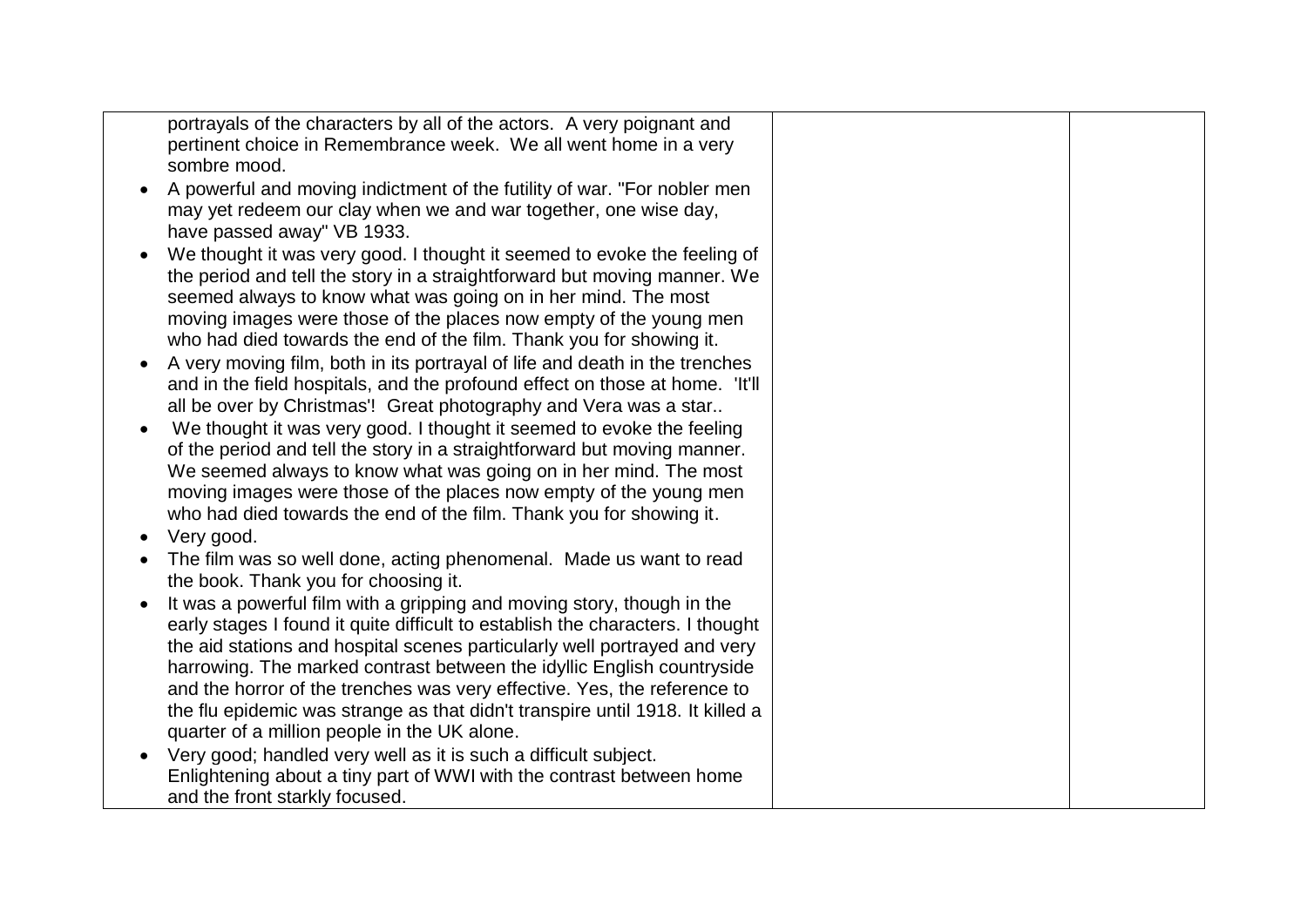| | | |
|---|---|---|
| portrayals of the characters by all of the actors. A very poignant and pertinent choice in Remembrance week. We all went home in a very sombre mood.<br>• A powerful and moving indictment of the futility of war. "For nobler men may yet redeem our clay when we and war together, one wise day, have passed away" VB 1933.<br>• We thought it was very good. I thought it seemed to evoke the feeling of the period and tell the story in a straightforward but moving manner. We seemed always to know what was going on in her mind. The most moving images were those of the places now empty of the young men who had died towards the end of the film. Thank you for showing it.<br>• A very moving film, both in its portrayal of life and death in the trenches and in the field hospitals, and the profound effect on those at home. 'It'll all be over by Christmas'! Great photography and Vera was a star..<br>• We thought it was very good. I thought it seemed to evoke the feeling of the period and tell the story in a straightforward but moving manner. We seemed always to know what was going on in her mind. The most moving images were those of the places now empty of the young men who had died towards the end of the film. Thank you for showing it.<br>• Very good.<br>• The film was so well done, acting phenomenal. Made us want to read the book. Thank you for choosing it.<br>• It was a powerful film with a gripping and moving story, though in the early stages I found it quite difficult to establish the characters. I thought the aid stations and hospital scenes particularly well portrayed and very harrowing. The marked contrast between the idyllic English countryside and the horror of the trenches was very effective. Yes, the reference to the flu epidemic was strange as that didn't transpire until 1918. It killed a quarter of a million people in the UK alone.<br>• Very good; handled very well as it is such a difficult subject. Enlightening about a tiny part of WWI with the contrast between home and the front starkly focused. | | |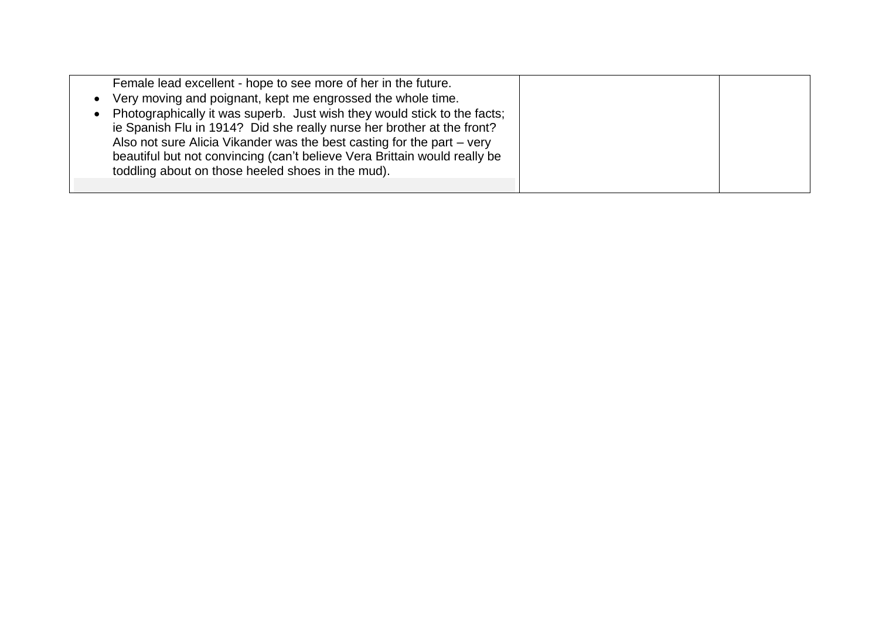| | | |
|---|---|---|
| Female lead excellent - hope to see more of her in the future.<br>• Very moving and poignant, kept me engrossed the whole time.<br>• Photographically it was superb. Just wish they would stick to the facts; ie Spanish Flu in 1914? Did she really nurse her brother at the front? Also not sure Alicia Vikander was the best casting for the part – very beautiful but not convincing (can't believe Vera Brittain would really be toddling about on those heeled shoes in the mud). | | |